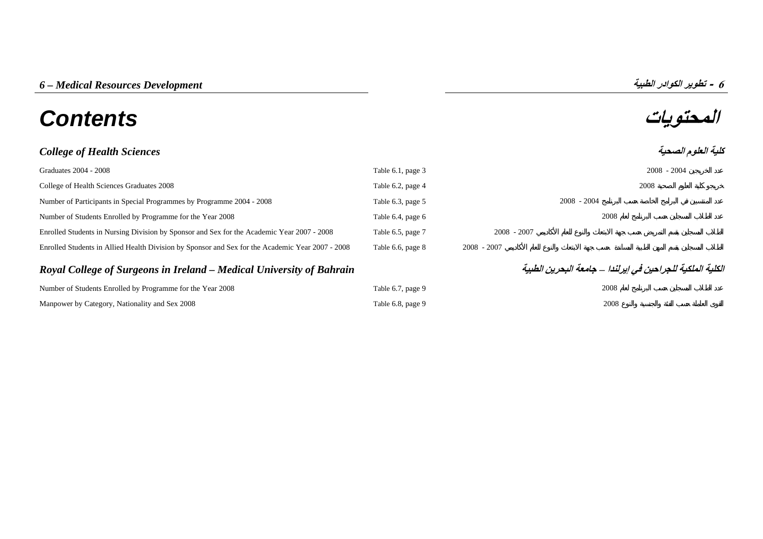# 6 – Medical Resources Development

# 6 - تطوير الكوادر الطبية

# Contents

# المحتويات

## College of Health Sciences

## كلية العلوم الصحية

| | | |
|---|---|---|
| Graduates 2004 - 2008 | Table 6.1, page 3 | عدد الخريجين 2004 - 2008 |
| College of Health Sciences Graduates 2008 | Table 6.2, page 4 | خريجو كلية العلوم الصحية 2008 |
| Number of Participants in Special Programmes by Programme 2004 - 2008 | Table 6.3, page 5 | عدد المنتسبين في البرامج الخاصة حسب البرنامج 2004 - 2008 |
| Number of Students Enrolled by Programme for the Year 2008 | Table 6.4, page 6 | عدد الطلاب المسجلين حسب البرنامج لعام 2008 |
| Enrolled Students in Nursing Division by Sponsor and Sex for the Academic Year 2007 - 2008 | Table 6.5, page 7 | الطلاب المسجلين بقسم التمريض حسب جهة الابتعاث والنوع للعام الأكاديمي 2007 - 2008 |
| Enrolled Students in Allied Health Division by Sponsor and Sex for the Academic Year 2007 - 2008 | Table 6.6, page 8 | الطلاب المسجلين بقسم المهن الطبية المساندة حسب جهة الابتعاث والنوع للعام الأكاديمي 2007 - 2008 |

## Royal College of Surgeons in Ireland – Medical University of Bahrain

## الكلية الملكية للجراحين في إيرلندا – جامعة البحرين الطبية

| | | |
|---|---|---|
| Number of Students Enrolled by Programme for the Year 2008 | Table 6.7, page 9 | عدد الطلاب المسجلين حسب البرنامج لعام 2008 |
| Manpower by Category, Nationality and Sex 2008 | Table 6.8, page 9 | القوى العاملة حسب الفئة والجنسية والنوع 2008 |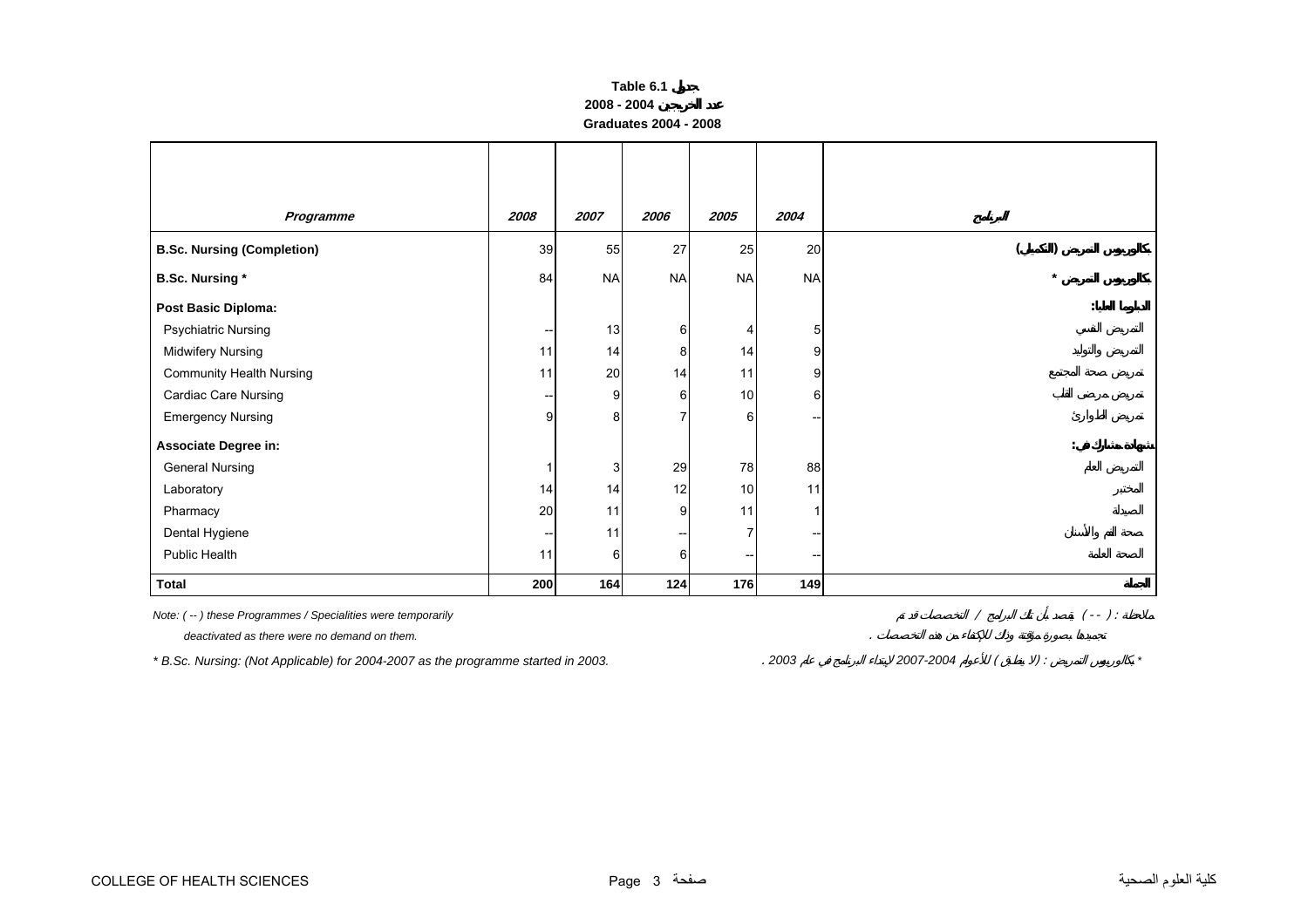# Table 6.1 جدول

## 2008 - 2004 عدد الخريجين

## Graduates 2004 - 2008

| Programme | 2008 | 2007 | 2006 | 2005 | 2004 | البرنامج |
|---|---|---|---|---|---|---|
| **B.Sc. Nursing (Completion)** | 39 | 55 | 27 | 25 | 20 | **بكالوريوس التمريض (التكميلي)** |
| **B.Sc. Nursing *** | 84 | NA | NA | NA | NA | **بكالوريوس التمريض *** |
| **Post Basic Diploma:** | | | | | | **الدبلوما العليا:** |
| Psychiatric Nursing | -- | 13 | 6 | 4 | 5 | التمريض النفسي |
| Midwifery Nursing | 11 | 14 | 8 | 14 | 9 | التمريض والتوليد |
| Community Health Nursing | 11 | 20 | 14 | 11 | 9 | تمريض صحة المجتمع |
| Cardiac Care Nursing | -- | 9 | 6 | 10 | 6 | تمريض مرضى القلب |
| Emergency Nursing | 9 | 8 | 7 | 6 | -- | تمريض الطوارئ |
| **Associate Degree in:** | | | | | | **شهادة مشارك في:** |
| General Nursing | 1 | 3 | 29 | 78 | 88 | التمريض العام |
| Laboratory | 14 | 14 | 12 | 10 | 11 | المختبر |
| Pharmacy | 20 | 11 | 9 | 11 | 1 | الصيدلة |
| Dental Hygiene | -- | 11 | -- | 7 | -- | صحة الفم والأسنان |
| Public Health | 11 | 6 | 6 | -- | -- | الصحة العامة |
| **Total** | **200** | **164** | **124** | **176** | **149** | **الجملة** |

*Note: ( -- ) these Programmes / Specialities were temporarily deactivated as there were no demand on them.*

ملاحظة : ( -- ) يقصد بأن تلك البرامج / التخصصات قد تم تجميدها بصورة مؤقتة وذلك للاكتفاء من هذه التخصصات .

*\* B.Sc. Nursing: (Not Applicable) for 2004-2007 as the programme started in 2003.*

\* بكالوريوس التمريض : (لا ينطبق ) للأعوام 2004-2007 لابتداء البرنامج في عام 2003 .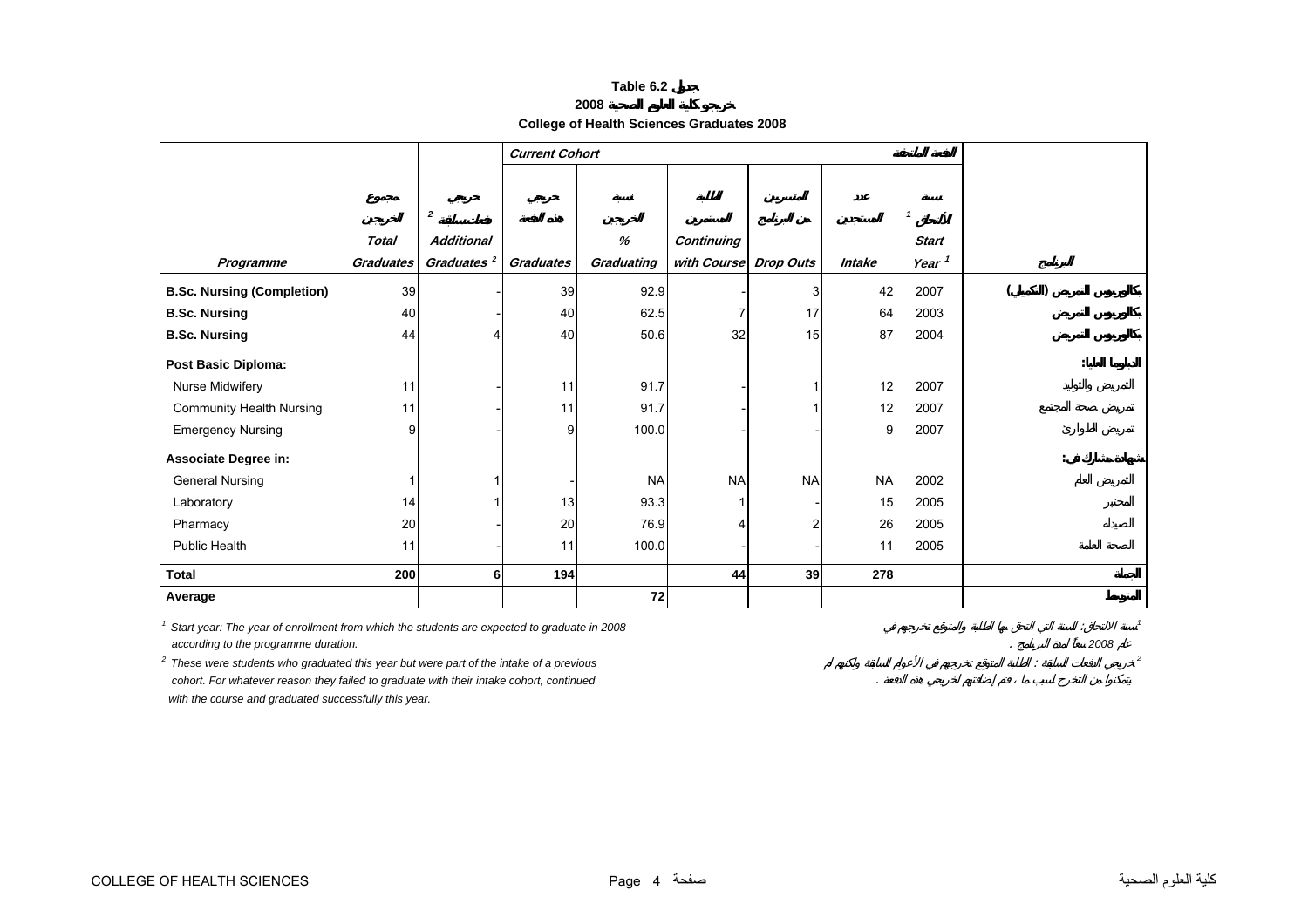# Table 6.2 جدول

## 2008 خريجو كلية العلوم الصحية

## College of Health Sciences Graduates 2008

| Programme | مجموع الخريجين Total Graduates | خريجو دفعات سابقة [2] Additional Graduates [2] | Current Cohort خريجو هذه الدفعة Graduates | نسبة الخريجين % Graduating | الطلبة المستمرين Continuing with Course | المتسربين من البرنامج Drop Outs | عدد المستجدين Intake | سنة الالتحاق [1] Start Year [1] | البرنامج |
|---|---|---|---|---|---|---|---|---|---|
| **B.Sc. Nursing (Completion)** | 39 | - | 39 | 92.9 | - | 3 | 42 | 2007 | بكالوريوس التمريض (التكميلي) |
| **B.Sc. Nursing** | 40 | - | 40 | 62.5 | 7 | 17 | 64 | 2003 | بكالوريوس التمريض |
| **B.Sc. Nursing** | 44 | 4 | 40 | 50.6 | 32 | 15 | 87 | 2004 | بكالوريوس التمريض |
| **Post Basic Diploma:** | | | | | | | | | الدبلوما العليا: |
| Nurse Midwifery | 11 | - | 11 | 91.7 | - | 1 | 12 | 2007 | التمريض والتوليد |
| Community Health Nursing | 11 | - | 11 | 91.7 | - | 1 | 12 | 2007 | تمريض صحة المجتمع |
| Emergency Nursing | 9 | - | 9 | 100.0 | - | - | 9 | 2007 | تمريض الطوارئ |
| **Associate Degree in:** | | | | | | | | | شهادة مشارك في: |
| General Nursing | 1 | 1 | - | NA | NA | NA | NA | 2002 | التمريض العام |
| Laboratory | 14 | 1 | 13 | 93.3 | 1 | - | 15 | 2005 | المختبر |
| Pharmacy | 20 | - | 20 | 76.9 | 4 | 2 | 26 | 2005 | الصيدلة |
| Public Health | 11 | - | 11 | 100.0 | - | - | 11 | 2005 | الصحة العامة |
| **Total** | **200** | **6** | **194** | | **44** | **39** | **278** | | **الجملة** |
| **Average** | | | | **72** | | | | | **المتوسط** |

[1] *Start year: The year of enrollment from which the students are expected to graduate in 2008 according to the programme duration.*

[1] *سنة الالتحاق: السنة التي التحق بها الطلبة والمتوقع تخرجهم في عام 2008 تبعاً لمدة البرنامج .*

[2] *These were students who graduated this year but were part of the intake of a previous cohort. For whatever reason they failed to graduate with their intake cohort, continued with the course and graduated successfully this year.*

[2] *خريجو الدفعات السابقة : الطلبة المتوقع تخرجهم في الأعوام السابقة ولكنهم لم يتمكنوا من التخرج لسبب ما ، فتم إضافتهم لخريجي هذه الدفعة .*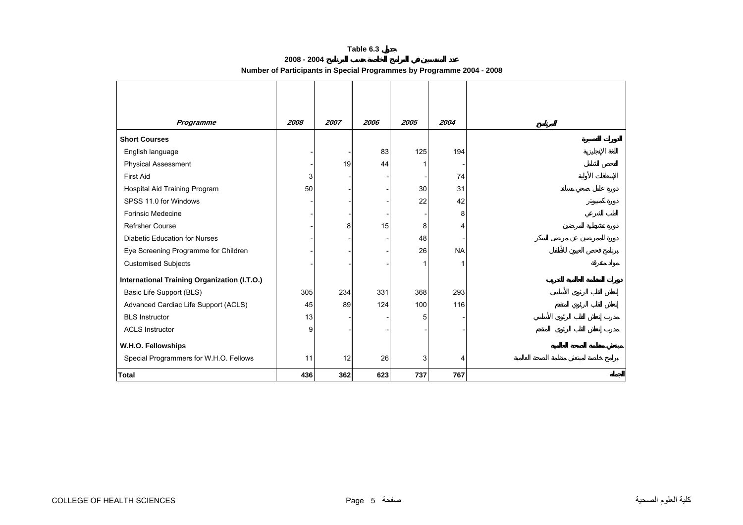**Table 6.3 جدول**

**2008 - 2004 عدد المنتسبين في البرامج الخاصة حسب البرنامج**

**Number of Participants in Special Programmes by Programme 2004 - 2008**

| *Programme* | *2008* | *2007* | *2006* | *2005* | *2004* | البرنامج |
|---|---|---|---|---|---|---|
| **Short Courses** | | | | | | **الدورات القصيرة** |
| English language | - | - | 83 | 125 | 194 | اللغة الإنجليزية |
| Physical Assessment | - | 19 | 44 | 1 | - | الفحص الشامل |
| First Aid | 3 | - | - | - | 74 | الإسعافات الأولية |
| Hospital Aid Training Program | 50 | - | - | 30 | 31 | دورة عامل صحي مساعد |
| SPSS 11.0 for Windows | - | - | - | 22 | 42 | دورة كمبيوتر |
| Forinsic Medecine | - | - | - | - | 8 | الطب الشرعي |
| Refrsher Course | - | 8 | 15 | 8 | 4 | دورة تنشيطية للمرضين |
| Diabetic Education for Nurses | - | - | - | 48 | - | دورة للممرضين عن مرض السكر |
| Eye Screening Programme for Children | - | - | - | 26 | NA | برنامج فحص العيون للأطفال |
| Customised Subjects | - | - | - | 1 | 1 | مواد متفرقة |
| **International Training Organization (I.T.O.)** | | | | | | **دورات المنظمة العالمية للتدريب** |
| Basic Life Support (BLS) | 305 | 234 | 331 | 368 | 293 | إنعاش القلب الرئوي الأساسي |
| Advanced Cardiac Life Support (ACLS) | 45 | 89 | 124 | 100 | 116 | إنعاش القلب الرئوي المتقدم |
| BLS Instructor | 13 | - | - | 5 | - | مدرب إنعاش القلب الرئوي الأساسي |
| ACLS Instructor | 9 | - | - | - | - | مدرب إنعاش القلب الرئوي المتقدم |
| **W.H.O. Fellowships** | | | | | | **مبتعثي منظمة الصحة العالمية** |
| Special Programmers for W.H.O. Fellows | 11 | 12 | 26 | 3 | 4 | برامج خاصة لمبتعثي منظمة الصحة العالمية |
| **Total** | **436** | **362** | **623** | **737** | **767** | **الجملة** |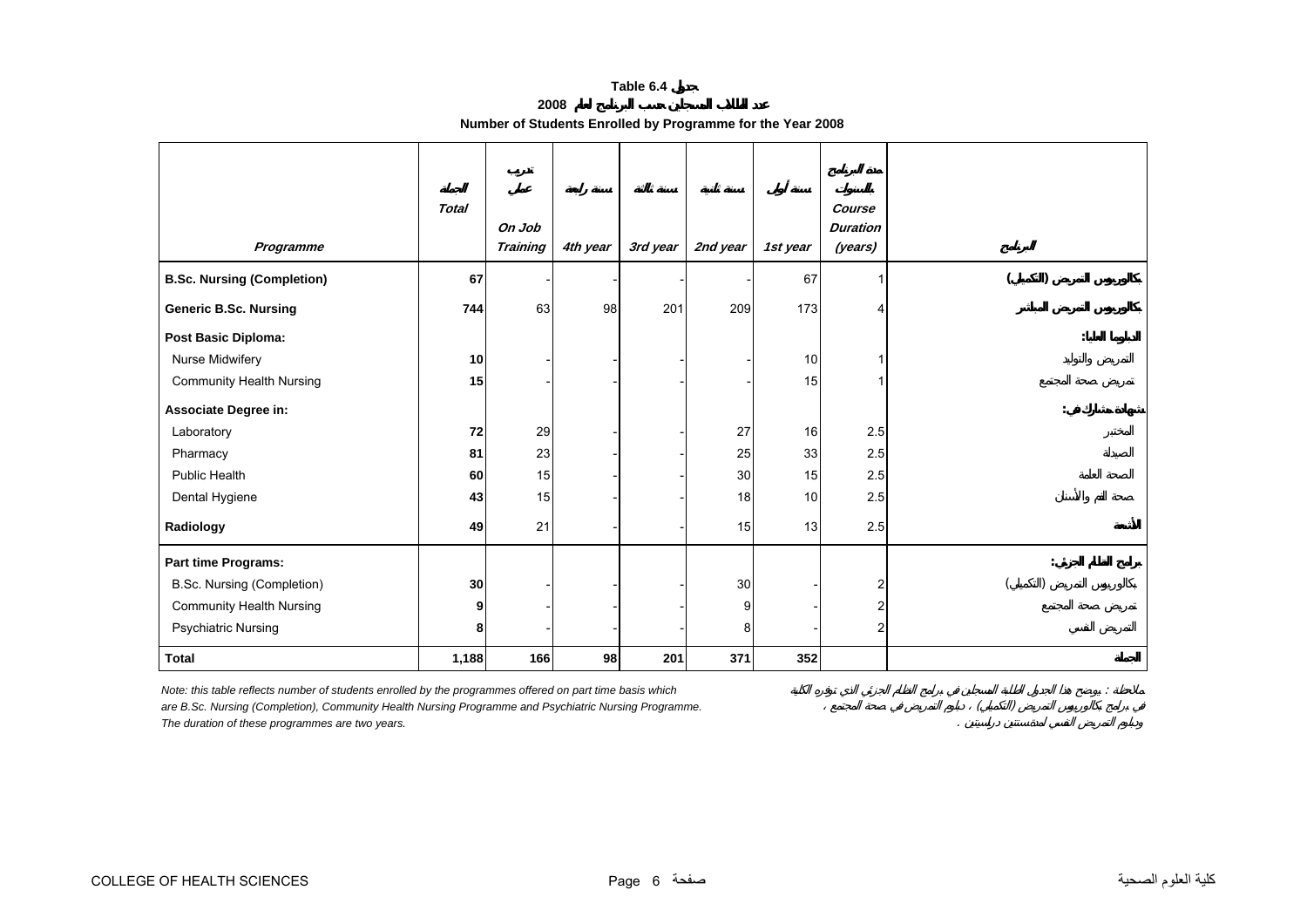**Table 6.4 جدول**

**عدد الطلاب المسجلين حسب البرنامج لعام 2008**

**Number of Students Enrolled by Programme for the Year 2008**

| Programme | المجموع *Total* | تدريب عملي *On Job Training* | سنة رابعة *4th year* | سنة ثالثة *3rd year* | سنة ثانية *2nd year* | سنة أولى *1st year* | مدة البرنامج بالسنوات *Course Duration (years)* | البرنامج |
|---|---|---|---|---|---|---|---|---|
| **B.Sc. Nursing (Completion)** | **67** | - | - | - | - | 67 | 1 | بكالوريوس التمريض (التكميلي) |
| **Generic B.Sc. Nursing** | **744** | 63 | 98 | 201 | 209 | 173 | 4 | بكالوريوس التمريض المباشر |
| **Post Basic Diploma:** | | | | | | | | الدبلوم العالي: |
| Nurse Midwifery | **10** | - | - | - | - | 10 | 1 | التمريض والتوليد |
| Community Health Nursing | **15** | - | - | - | - | 15 | 1 | تمريض صحة المجتمع |
| **Associate Degree in:** | | | | | | | | شهادة مشارك في: |
| Laboratory | **72** | 29 | - | - | 27 | 16 | 2.5 | المختبر |
| Pharmacy | **81** | 23 | - | - | 25 | 33 | 2.5 | الصيدلة |
| Public Health | **60** | 15 | - | - | 30 | 15 | 2.5 | الصحة العامة |
| Dental Hygiene | **43** | 15 | - | - | 18 | 10 | 2.5 | صحة الفم والأسنان |
| **Radiology** | **49** | 21 | - | - | 15 | 13 | 2.5 | الأشعة |
| **Part time Programs:** | | | | | | | | برامج النظام الجزئي: |
| B.Sc. Nursing (Completion) | **30** | - | - | - | 30 | - | 2 | بكالوريوس التمريض (التكميلي) |
| Community Health Nursing | **9** | - | - | - | 9 | - | 2 | تمريض صحة المجتمع |
| Psychiatric Nursing | **8** | - | - | - | 8 | - | 2 | التمريض النفسي |
| **Total** | **1,188** | **166** | **98** | **201** | **371** | **352** | | المجموع |

*Note: this table reflects number of students enrolled by the programmes offered on part time basis which are B.Sc. Nursing (Completion), Community Health Nursing Programme and Psychiatric Nursing Programme. The duration of these programmes are two years.*

ملاحظة : يوضح هذا الجدول الطلبة المسجلين في برامج النظام الجزئي التي توفره الكلية في برامج بكالوريوس التمريض (التكميلي) ، دبلوم التمريض في صحة المجتمع ، ودبلوم التمريض النفسي ومدتهما سنتين دراسيتين .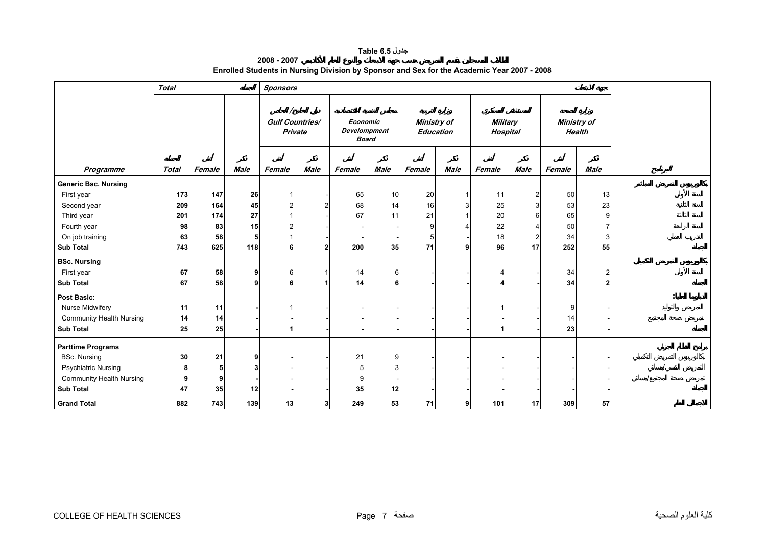# Table 6.5 جدول

## 2008 - 2007 الطلاب المسجلين بقسم التمريض حسب جهة الابتعاث والنوع للعام الأكاديمي

## Enrolled Students in Nursing Division by Sponsor and Sex for the Academic Year 2007 - 2008

| | Total الجملة | | | Sponsors جهة الابتعاث | | | | | | | | | | |
|---|---|---|---|---|---|---|---|---|---|---|---|---|---|---|
| | | | | دول الخليج / الخاص Gulf Countries/ Private | | مجلس التنمية الاقتصادية Economic Develompment Board | | وزارة التربية Ministry of Education | | المستشفى العسكري Military Hospital | | وزارة الصحة Ministry of Health | | |
| Programme | الجملة Total | أنثى Female | ذكر Male | أنثى Female | ذكر Male | أنثى Female | ذكر Male | أنثى Female | ذكر Male | أنثى Female | ذكر Male | أنثى Female | ذكر Male | البرنامج |
| **Generic Bsc. Nursing** | | | | | | | | | | | | | | **بكالوريوس التمريض المبتدئ** |
| First year | **173** | **147** | **26** | 1 | - | 65 | 10 | 20 | 1 | 11 | 2 | 50 | 13 | السنة الأولى |
| Second year | **209** | **164** | **45** | 2 | 2 | 68 | 14 | 16 | 3 | 25 | 3 | 53 | 23 | السنة الثانية |
| Third year | **201** | **174** | **27** | 1 | - | 67 | 11 | 21 | 1 | 20 | 6 | 65 | 9 | السنة الثالثة |
| Fourth year | **98** | **83** | **15** | 2 | - | - | - | 9 | 4 | 22 | 4 | 50 | 7 | السنة الرابعة |
| On job training | **63** | **58** | **5** | 1 | - | - | - | 5 | - | 18 | 2 | 34 | 3 | التدريب العملي |
| **Sub Total** | **743** | **625** | **118** | **6** | **2** | **200** | **35** | **71** | **9** | **96** | **17** | **252** | **55** | **الجملة** |
| **BSc. Nursing** | | | | | | | | | | | | | | **بكالوريوس التمريض التكميلي** |
| First year | **67** | **58** | **9** | 6 | 1 | 14 | 6 | - | - | 4 | - | 34 | 2 | السنة الأولى |
| **Sub Total** | **67** | **58** | **9** | **6** | **1** | **14** | **6** | **-** | **-** | **4** | **-** | **34** | **2** | **الجملة** |
| **Post Basic:** | | | | | | | | | | | | | | **الدبلوما العالية:** |
| Nurse Midwifery | **11** | **11** | **-** | 1 | - | - | - | - | - | 1 | - | 9 | - | التمريض والتوليد |
| Community Health Nursing | **14** | **14** | **-** | - | - | - | - | - | - | - | - | 14 | - | تمريض صحة المجتمع |
| **Sub Total** | **25** | **25** | **-** | **1** | **-** | **-** | **-** | **-** | **-** | **1** | **-** | **23** | **-** | **الجملة** |
| **Parttime Programs** | | | | | | | | | | | | | | **برامج الدوام الجزئي** |
| BSc. Nursing | **30** | **21** | **9** | - | - | 21 | 9 | - | - | - | - | - | - | بكالوريوس التمريض التكميلي |
| Psychiatric Nursing | **8** | **5** | **3** | - | - | 5 | 3 | - | - | - | - | - | - | التمريض النفسي/مسائي |
| Community Health Nursing | **9** | **9** | **-** | - | - | 9 | - | - | - | - | - | - | - | تمريض صحة المجتمع/مسائي |
| **Sub Total** | **47** | **35** | **12** | **-** | **-** | **35** | **12** | **-** | **-** | **-** | **-** | **-** | **-** | **الجملة** |
| **Grand Total** | **882** | **743** | **139** | **13** | **3** | **249** | **53** | **71** | **9** | **101** | **17** | **309** | **57** | **الجملة الكلية** |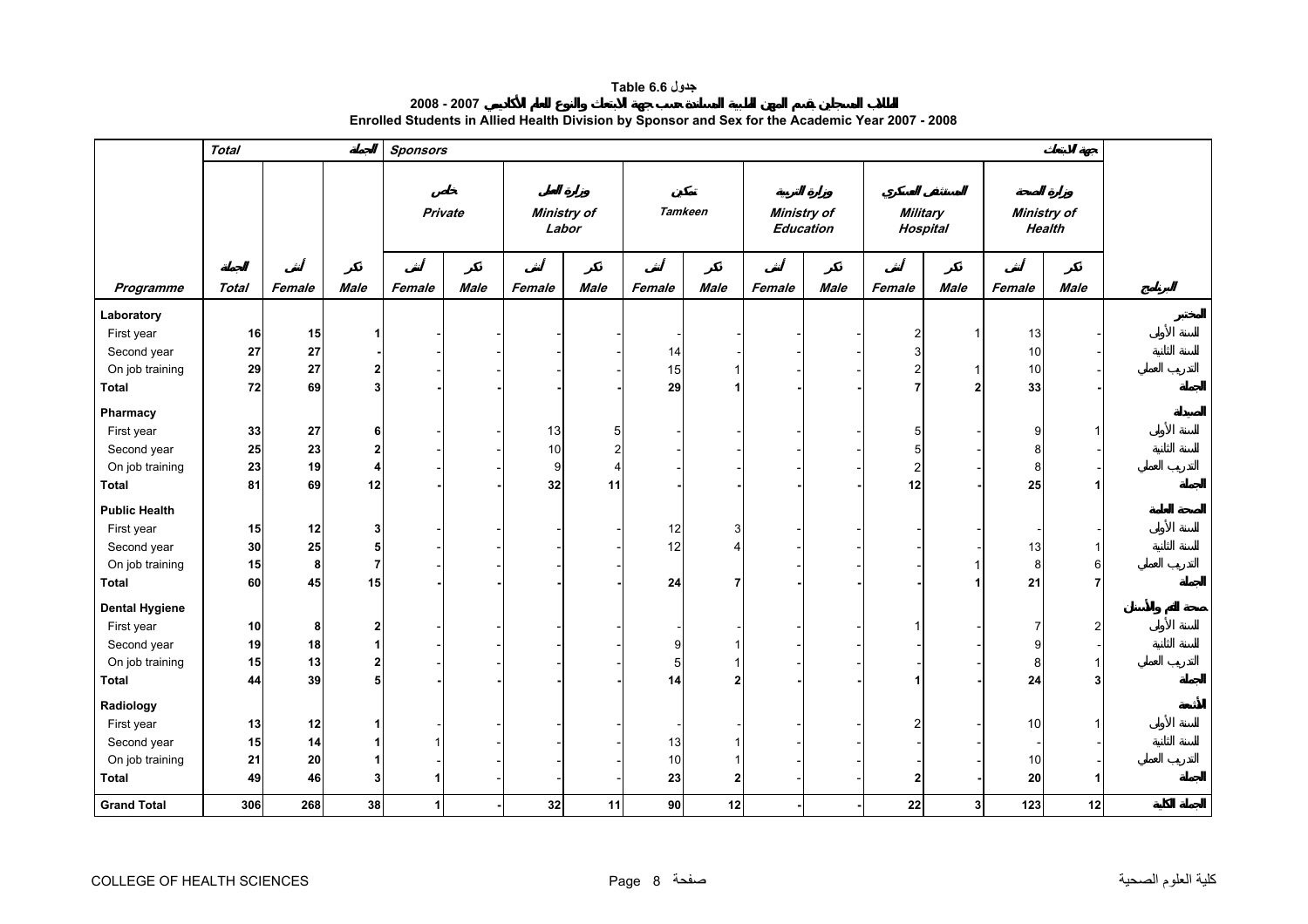**Table 6.6 جدول**

**الطلاب المسجلين بقسم المهن الطبية المساندة حسب جهة الابتعاث والنوع للعام الأكاديمي 2007 - 2008**

**Enrolled Students in Allied Health Division by Sponsor and Sex for the Academic Year 2007 - 2008**

| | Total الجملة | | | Sponsors جهة الابتعاث | | | | | | | | | | | | |
|---|---|---|---|---|---|---|---|---|---|---|---|---|---|---|---|---|
| | | | | خاص Private | | وزارة العمل Ministry of Labor | | تمكين Tamkeen | | وزارة التربية Ministry of Education | | المستشفى العسكري Military Hospital | | وزارة الصحة Ministry of Health | | |
| Programme | الجملة Total | أنثى Female | ذكر Male | أنثى Female | ذكر Male | أنثى Female | ذكر Male | أنثى Female | ذكر Male | أنثى Female | ذكر Male | أنثى Female | ذكر Male | أنثى Female | ذكر Male | البرنامج |
| **Laboratory** | | | | | | | | | | | | | | | | **المختبر** |
| First year | 16 | 15 | 1 | - | - | - | - | - | - | - | - | 2 | 1 | 13 | - | السنة الأولى |
| Second year | 27 | 27 | - | - | - | - | - | 14 | - | - | - | 3 | - | 10 | - | السنة الثانية |
| On job training | 29 | 27 | 2 | - | - | - | - | 15 | 1 | - | - | 2 | 1 | 10 | - | التدريب العملي |
| **Total** | **72** | **69** | **3** | - | - | - | - | **29** | **1** | - | - | **7** | **2** | **33** | - | **الجملة** |
| **Pharmacy** | | | | | | | | | | | | | | | | **الصيدلة** |
| First year | 33 | 27 | 6 | - | - | 13 | 5 | - | - | - | - | 5 | - | 9 | 1 | السنة الأولى |
| Second year | 25 | 23 | 2 | - | - | 10 | 2 | - | - | - | - | 5 | - | 8 | - | السنة الثانية |
| On job training | 23 | 19 | 4 | - | - | 9 | 4 | - | - | - | - | 2 | - | 8 | - | التدريب العملي |
| **Total** | **81** | **69** | **12** | - | - | **32** | **11** | - | - | - | - | **12** | - | **25** | **1** | **الجملة** |
| **Public Health** | | | | | | | | | | | | | | | | **الصحة العامة** |
| First year | 15 | 12 | 3 | - | - | - | - | 12 | 3 | - | - | - | - | - | - | السنة الأولى |
| Second year | 30 | 25 | 5 | - | - | - | - | 12 | 4 | - | - | - | - | 13 | 1 | السنة الثانية |
| On job training | 15 | 8 | 7 | - | - | - | - | | | - | - | - | 1 | 8 | 6 | التدريب العملي |
| **Total** | **60** | **45** | **15** | - | - | - | - | **24** | **7** | - | - | - | **1** | **21** | **7** | **الجملة** |
| **Dental Hygiene** | | | | | | | | | | | | | | | | **صحة الفم والأسنان** |
| First year | 10 | 8 | 2 | - | - | - | - | - | - | - | - | 1 | - | 7 | 2 | السنة الأولى |
| Second year | 19 | 18 | 1 | - | - | - | - | 9 | 1 | - | - | - | - | 9 | - | السنة الثانية |
| On job training | 15 | 13 | 2 | - | - | - | - | 5 | 1 | - | - | - | - | 8 | 1 | التدريب العملي |
| **Total** | **44** | **39** | **5** | - | - | - | - | **14** | **2** | - | - | **1** | - | **24** | **3** | **الجملة** |
| **Radiology** | | | | | | | | | | | | | | | | **الأشعة** |
| First year | 13 | 12 | 1 | - | - | - | - | - | - | - | - | 2 | - | 10 | 1 | السنة الأولى |
| Second year | 15 | 14 | 1 | 1 | - | - | - | 13 | 1 | - | - | - | - | - | - | السنة الثانية |
| On job training | 21 | 20 | 1 | - | - | - | - | 10 | 1 | - | - | - | - | 10 | - | التدريب العملي |
| **Total** | **49** | **46** | **3** | **1** | - | - | - | **23** | **2** | - | - | **2** | - | **20** | **1** | **الجملة** |
| **Grand Total** | **306** | **268** | **38** | **1** | - | **32** | **11** | **90** | **12** | - | - | **22** | **3** | **123** | **12** | **الجملة الكلية** |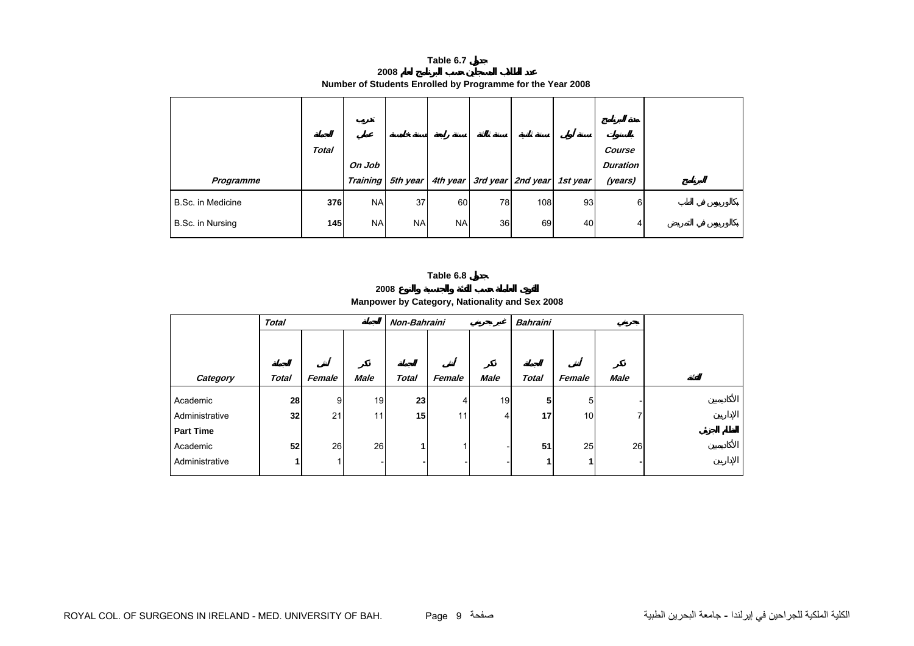**Table 6.7 جدول**

**عدد الطلاب المسجلين حسب البرنامج للعام 2008**

**Number of Students Enrolled by Programme for the Year 2008**

| Programme | الجملة Total | تدريب عملي On Job Training | سنة خامسة 5th year | سنة رابعة 4th year | سنة ثالثة 3rd year | سنة ثانية 2nd year | سنة أولى 1st year | مدة البرنامج بالسنوات Course Duration (years) | البرنامج |
|---|---|---|---|---|---|---|---|---|---|
| B.Sc. in Medicine | **376** | NA | 37 | 60 | 78 | 108 | 93 | 6 | بكالوريوس في الطب |
| B.Sc. in Nursing | **145** | NA | NA | NA | 36 | 69 | 40 | 4 | بكالوريوس في التمريض |

**Table 6.8 جدول**

**القوى العاملة حسب الفئة والجنسية والنوع 2008**

**Manpower by Category, Nationality and Sex 2008**

| | Total الجملة | | | Non-Bahraini غير بحريني | | | Bahraini بحريني | | | |
|---|---|---|---|---|---|---|---|---|---|---|
| Category | الجملة Total | أنثى Female | ذكر Male | الجملة Total | أنثى Female | ذكر Male | الجملة Total | أنثى Female | ذكر Male | الفئة |
| Academic | **28** | 9 | 19 | **23** | 4 | 19 | **5** | 5 | - | الأكاديميين |
| Administrative | **32** | 21 | 11 | **15** | 11 | 4 | **17** | 10 | 7 | الإداريين |
| **Part Time** | | | | | | | | | | **الدوام الجزئي** |
| Academic | **52** | 26 | 26 | **1** | 1 | - | **51** | 25 | 26 | الأكاديميين |
| Administrative | **1** | 1 | - | **-** | - | - | **1** | **1** | **-** | الإداريين |